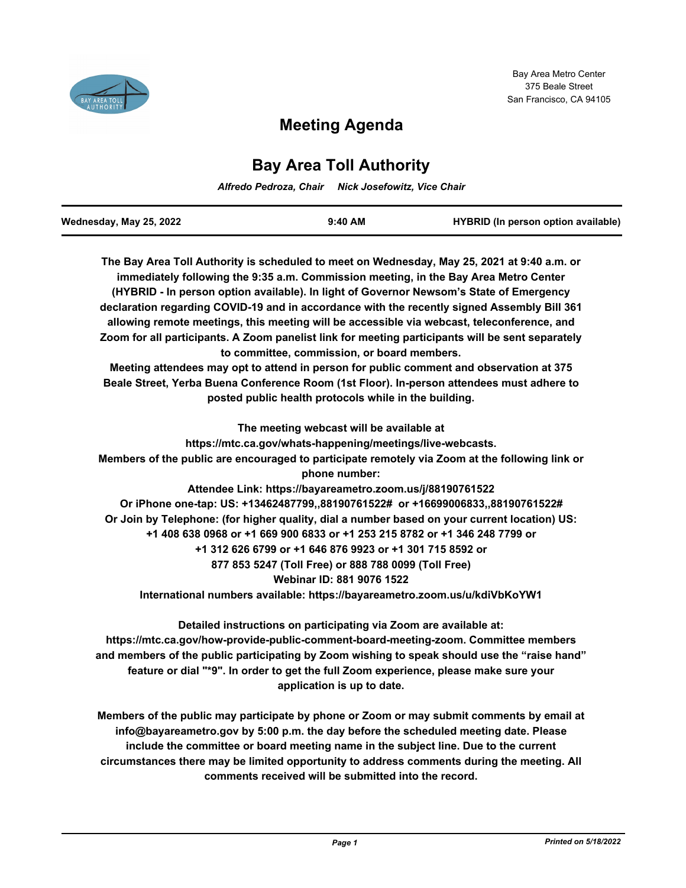Bay Area Metro Center
375 Beale Street
San Francisco, CA 94105

# Meeting Agenda

## Bay Area Toll Authority

*Alfredo Pedroza, Chair     Nick Josefowitz, Vice Chair*

| Wednesday, May 25, 2022 | 9:40 AM | HYBRID (In person option available) |
|---|---|---|

**The Bay Area Toll Authority is scheduled to meet on Wednesday, May 25, 2021 at 9:40 a.m. or immediately following the 9:35 a.m. Commission meeting, in the Bay Area Metro Center (HYBRID - In person option available). In light of Governor Newsom's State of Emergency declaration regarding COVID-19 and in accordance with the recently signed Assembly Bill 361 allowing remote meetings, this meeting will be accessible via webcast, teleconference, and Zoom for all participants. A Zoom panelist link for meeting participants will be sent separately to committee, commission, or board members.**

**Meeting attendees may opt to attend in person for public comment and observation at 375 Beale Street, Yerba Buena Conference Room (1st Floor). In-person attendees must adhere to posted public health protocols while in the building.**

**The meeting webcast will be available at https://mtc.ca.gov/whats-happening/meetings/live-webcasts.**
**Members of the public are encouraged to participate remotely via Zoom at the following link or phone number:**
**Attendee Link: https://bayareametro.zoom.us/j/88190761522**
**Or iPhone one-tap: US: +13462487799,,88190761522# or +16699006833,,88190761522#**
**Or Join by Telephone: (for higher quality, dial a number based on your current location) US:**
**+1 408 638 0968 or +1 669 900 6833 or +1 253 215 8782 or +1 346 248 7799 or**
**+1 312 626 6799 or +1 646 876 9923 or +1 301 715 8592 or**
**877 853 5247 (Toll Free) or 888 788 0099 (Toll Free)**
**Webinar ID: 881 9076 1522**
**International numbers available: https://bayareametro.zoom.us/u/kdiVbKoYW1**

**Detailed instructions on participating via Zoom are available at: https://mtc.ca.gov/how-provide-public-comment-board-meeting-zoom. Committee members and members of the public participating by Zoom wishing to speak should use the "raise hand" feature or dial "*9". In order to get the full Zoom experience, please make sure your application is up to date.**

**Members of the public may participate by phone or Zoom or may submit comments by email at info@bayareametro.gov by 5:00 p.m. the day before the scheduled meeting date. Please include the committee or board meeting name in the subject line. Due to the current circumstances there may be limited opportunity to address comments during the meeting. All comments received will be submitted into the record.**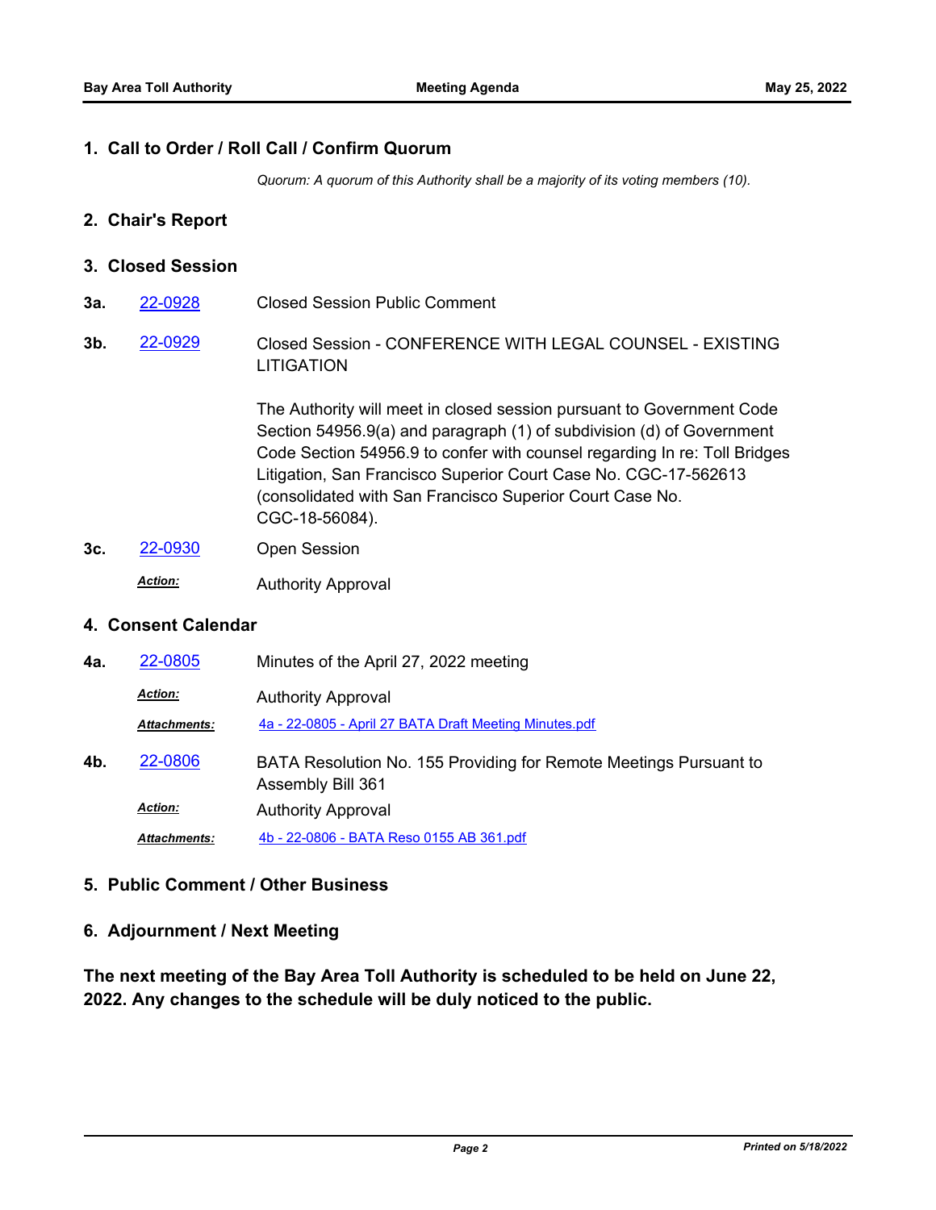## 1. Call to Order / Roll Call / Confirm Quorum

*Quorum: A quorum of this Authority shall be a majority of its voting members (10).*

## 2. Chair's Report

## 3. Closed Session

**3a.** 22-0928 Closed Session Public Comment

**3b.** 22-0929 Closed Session - CONFERENCE WITH LEGAL COUNSEL - EXISTING LITIGATION

The Authority will meet in closed session pursuant to Government Code Section 54956.9(a) and paragraph (1) of subdivision (d) of Government Code Section 54956.9 to confer with counsel regarding In re: Toll Bridges Litigation, San Francisco Superior Court Case No. CGC-17-562613 (consolidated with San Francisco Superior Court Case No. CGC-18-56084).

**3c.** 22-0930 Open Session

***Action:*** Authority Approval

## 4. Consent Calendar

**4a.** 22-0805 Minutes of the April 27, 2022 meeting

***Action:*** Authority Approval

***Attachments:*** 4a - 22-0805 - April 27 BATA Draft Meeting Minutes.pdf

**4b.** 22-0806 BATA Resolution No. 155 Providing for Remote Meetings Pursuant to Assembly Bill 361

***Action:*** Authority Approval

***Attachments:*** 4b - 22-0806 - BATA Reso 0155 AB 361.pdf

## 5. Public Comment / Other Business

## 6. Adjournment / Next Meeting

**The next meeting of the Bay Area Toll Authority is scheduled to be held on June 22, 2022. Any changes to the schedule will be duly noticed to the public.**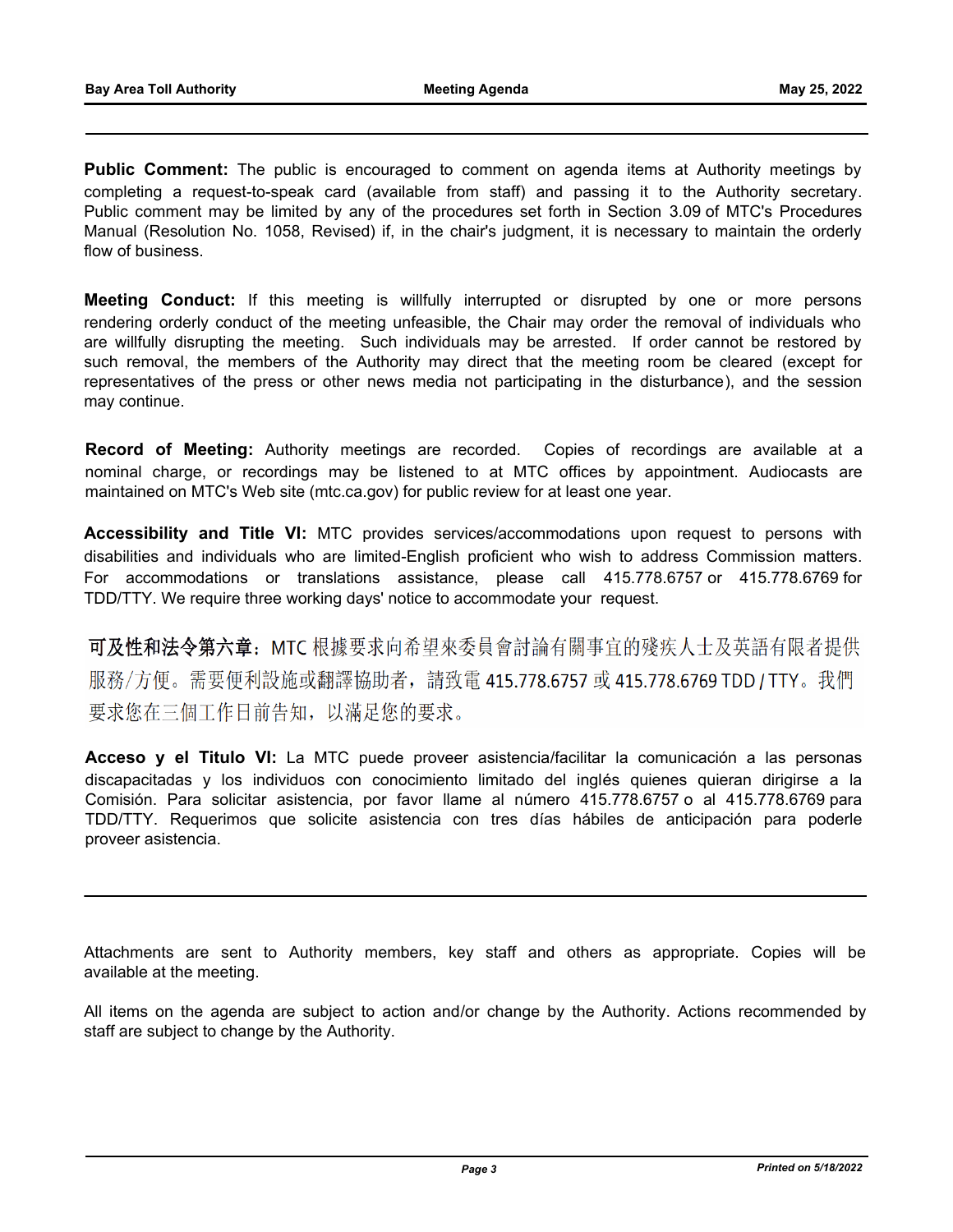**Public Comment:** The public is encouraged to comment on agenda items at Authority meetings by completing a request-to-speak card (available from staff) and passing it to the Authority secretary. Public comment may be limited by any of the procedures set forth in Section 3.09 of MTC's Procedures Manual (Resolution No. 1058, Revised) if, in the chair's judgment, it is necessary to maintain the orderly flow of business.

**Meeting Conduct:** If this meeting is willfully interrupted or disrupted by one or more persons rendering orderly conduct of the meeting unfeasible, the Chair may order the removal of individuals who are willfully disrupting the meeting. Such individuals may be arrested. If order cannot be restored by such removal, the members of the Authority may direct that the meeting room be cleared (except for representatives of the press or other news media not participating in the disturbance), and the session may continue.

**Record of Meeting:** Authority meetings are recorded. Copies of recordings are available at a nominal charge, or recordings may be listened to at MTC offices by appointment. Audiocasts are maintained on MTC's Web site (mtc.ca.gov) for public review for at least one year.

**Accessibility and Title VI:** MTC provides services/accommodations upon request to persons with disabilities and individuals who are limited-English proficient who wish to address Commission matters. For accommodations or translations assistance, please call 415.778.6757 or 415.778.6769 for TDD/TTY. We require three working days' notice to accommodate your request.

**可及性和法令第六章**：MTC 根據要求向希望來委員會討論有關事宜的殘疾人士及英語有限者提供服務/方便。需要便利設施或翻譯協助者，請致電 415.778.6757 或 415.778.6769 TDD / TTY。我們要求您在三個工作日前告知，以滿足您的要求。

**Acceso y el Titulo VI:** La MTC puede proveer asistencia/facilitar la comunicación a las personas discapacitadas y los individuos con conocimiento limitado del inglés quienes quieran dirigirse a la Comisión. Para solicitar asistencia, por favor llame al número 415.778.6757 o al 415.778.6769 para TDD/TTY. Requerimos que solicite asistencia con tres días hábiles de anticipación para poderle proveer asistencia.

---

Attachments are sent to Authority members, key staff and others as appropriate. Copies will be available at the meeting.

All items on the agenda are subject to action and/or change by the Authority. Actions recommended by staff are subject to change by the Authority.